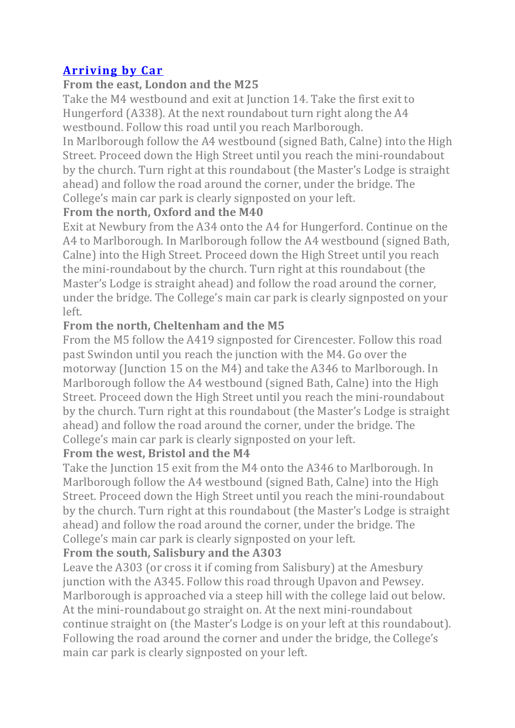## [Arriving by Car]

### From the east, London and the M25

Take the M4 westbound and exit at Junction 14. Take the first exit to Hungerford (A338). At the next roundabout turn right along the A4 westbound. Follow this road until you reach Marlborough.

In Marlborough follow the A4 westbound (signed Bath, Calne) into the High Street. Proceed down the High Street until you reach the mini-roundabout by the church. Turn right at this roundabout (the Master's Lodge is straight ahead) and follow the road around the corner, under the bridge. The College's main car park is clearly signposted on your left.

### From the north, Oxford and the M40

Exit at Newbury from the A34 onto the A4 for Hungerford. Continue on the A4 to Marlborough. In Marlborough follow the A4 westbound (signed Bath, Calne) into the High Street. Proceed down the High Street until you reach the mini-roundabout by the church. Turn right at this roundabout (the Master's Lodge is straight ahead) and follow the road around the corner, under the bridge. The College's main car park is clearly signposted on your left.

### From the north, Cheltenham and the M5

From the M5 follow the A419 signposted for Cirencester. Follow this road past Swindon until you reach the junction with the M4. Go over the motorway (Junction 15 on the M4) and take the A346 to Marlborough. In Marlborough follow the A4 westbound (signed Bath, Calne) into the High Street. Proceed down the High Street until you reach the mini-roundabout by the church. Turn right at this roundabout (the Master's Lodge is straight ahead) and follow the road around the corner, under the bridge. The College's main car park is clearly signposted on your left.

### From the west, Bristol and the M4

Take the Junction 15 exit from the M4 onto the A346 to Marlborough. In Marlborough follow the A4 westbound (signed Bath, Calne) into the High Street. Proceed down the High Street until you reach the mini-roundabout by the church. Turn right at this roundabout (the Master's Lodge is straight ahead) and follow the road around the corner, under the bridge. The College's main car park is clearly signposted on your left.

### From the south, Salisbury and the A303

Leave the A303 (or cross it if coming from Salisbury) at the Amesbury junction with the A345. Follow this road through Upavon and Pewsey. Marlborough is approached via a steep hill with the college laid out below. At the mini-roundabout go straight on. At the next mini-roundabout continue straight on (the Master's Lodge is on your left at this roundabout). Following the road around the corner and under the bridge, the College's main car park is clearly signposted on your left.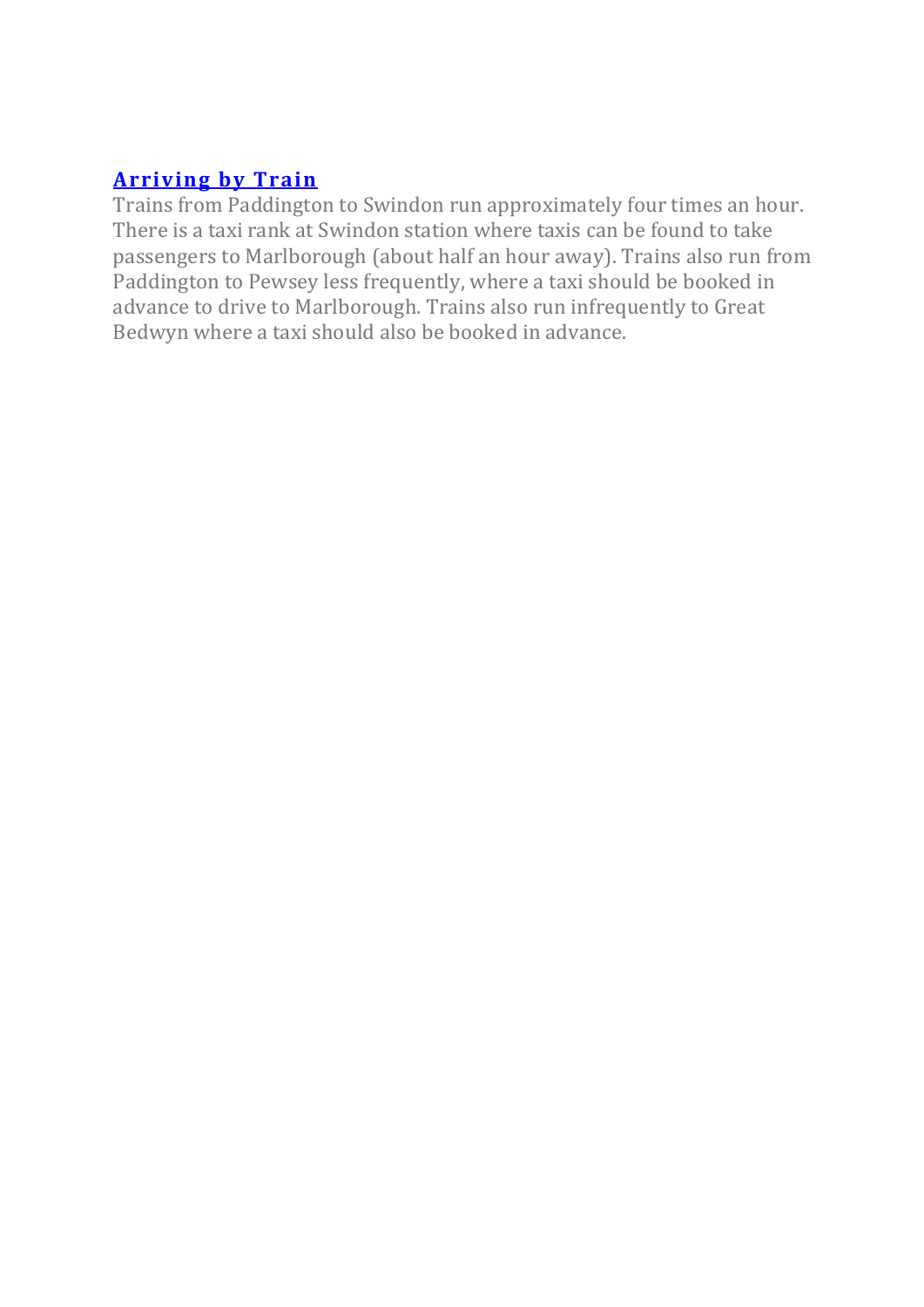## Arriving by Train

Trains from Paddington to Swindon run approximately four times an hour. There is a taxi rank at Swindon station where taxis can be found to take passengers to Marlborough (about half an hour away). Trains also run from Paddington to Pewsey less frequently, where a taxi should be booked in advance to drive to Marlborough. Trains also run infrequently to Great Bedwyn where a taxi should also be booked in advance.